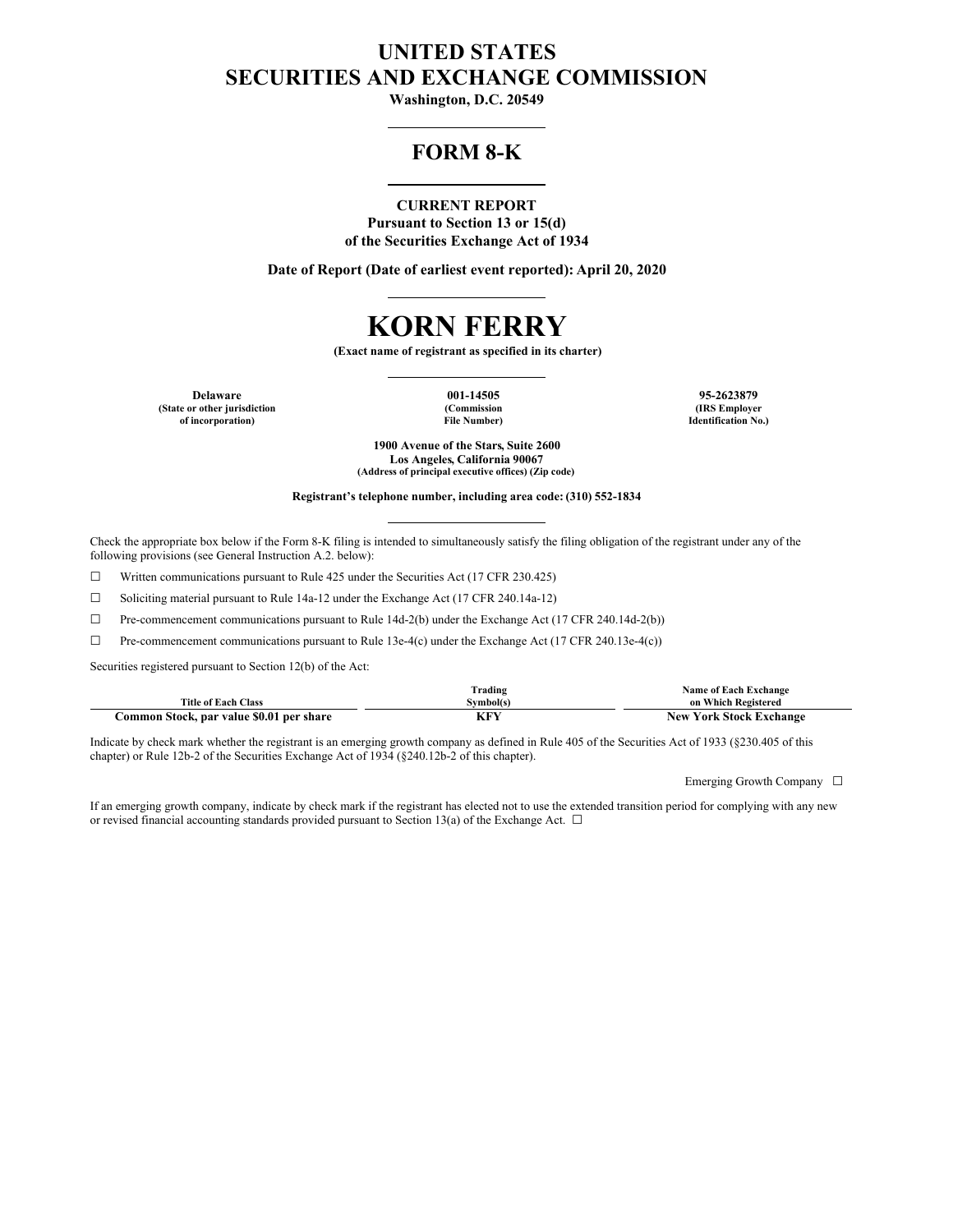# UNITED STATES
# SECURITIES AND EXCHANGE COMMISSION

**Washington, D.C. 20549**

## FORM 8-K

**CURRENT REPORT**
**Pursuant to Section 13 or 15(d)**
**of the Securities Exchange Act of 1934**

**Date of Report (Date of earliest event reported): April 20, 2020**

# KORN FERRY

**(Exact name of registrant as specified in its charter)**

| Delaware | 001-14505 | 95-2623879 |
|---|---|---|
| (State or other jurisdiction of incorporation) | (Commission File Number) | (IRS Employer Identification No.) |

**1900 Avenue of the Stars, Suite 2600**
**Los Angeles, California 90067**
**(Address of principal executive offices) (Zip code)**

**Registrant's telephone number, including area code: (310) 552-1834**

Check the appropriate box below if the Form 8-K filing is intended to simultaneously satisfy the filing obligation of the registrant under any of the following provisions (see General Instruction A.2. below):

☐ Written communications pursuant to Rule 425 under the Securities Act (17 CFR 230.425)

☐ Soliciting material pursuant to Rule 14a-12 under the Exchange Act (17 CFR 240.14a-12)

☐ Pre-commencement communications pursuant to Rule 14d-2(b) under the Exchange Act (17 CFR 240.14d-2(b))

☐ Pre-commencement communications pursuant to Rule 13e-4(c) under the Exchange Act (17 CFR 240.13e-4(c))

Securities registered pursuant to Section 12(b) of the Act:

| Title of Each Class | Trading Symbol(s) | Name of Each Exchange on Which Registered |
|---|---|---|
| **Common Stock, par value $0.01 per share** | **KFY** | **New York Stock Exchange** |

Indicate by check mark whether the registrant is an emerging growth company as defined in Rule 405 of the Securities Act of 1933 (§230.405 of this chapter) or Rule 12b-2 of the Securities Exchange Act of 1934 (§240.12b-2 of this chapter).

Emerging Growth Company ☐

If an emerging growth company, indicate by check mark if the registrant has elected not to use the extended transition period for complying with any new or revised financial accounting standards provided pursuant to Section 13(a) of the Exchange Act. ☐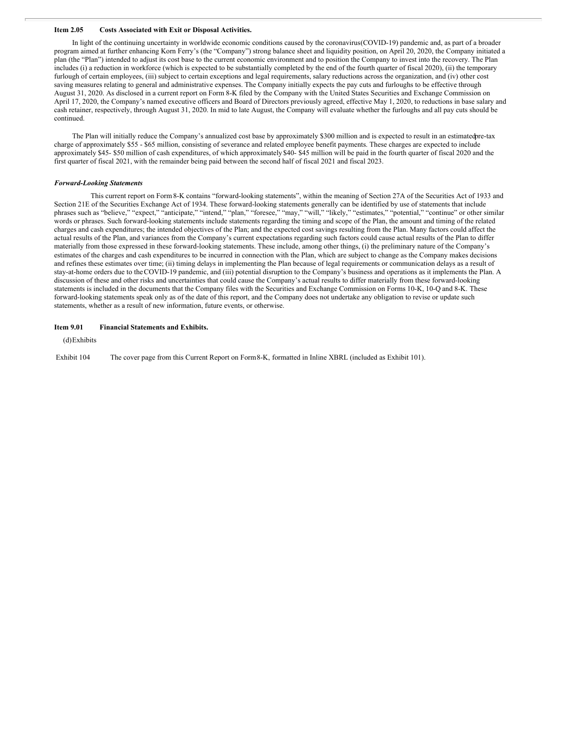**Item 2.05 Costs Associated with Exit or Disposal Activities.**

In light of the continuing uncertainty in worldwide economic conditions caused by the coronavirus(COVID-19) pandemic and, as part of a broader program aimed at further enhancing Korn Ferry's (the "Company") strong balance sheet and liquidity position, on April 20, 2020, the Company initiated a plan (the "Plan") intended to adjust its cost base to the current economic environment and to position the Company to invest into the recovery. The Plan includes (i) a reduction in workforce (which is expected to be substantially completed by the end of the fourth quarter of fiscal 2020), (ii) the temporary furlough of certain employees, (iii) subject to certain exceptions and legal requirements, salary reductions across the organization, and (iv) other cost saving measures relating to general and administrative expenses. The Company initially expects the pay cuts and furloughs to be effective through August 31, 2020. As disclosed in a current report on Form 8-K filed by the Company with the United States Securities and Exchange Commission on April 17, 2020, the Company's named executive officers and Board of Directors previously agreed, effective May 1, 2020, to reductions in base salary and cash retainer, respectively, through August 31, 2020. In mid to late August, the Company will evaluate whether the furloughs and all pay cuts should be continued.

The Plan will initially reduce the Company's annualized cost base by approximately $300 million and is expected to result in an estimated pre-tax charge of approximately $55 - $65 million, consisting of severance and related employee benefit payments. These charges are expected to include approximately $45- $50 million of cash expenditures, of which approximately $40- $45 million will be paid in the fourth quarter of fiscal 2020 and the first quarter of fiscal 2021, with the remainder being paid between the second half of fiscal 2021 and fiscal 2023.

***Forward-Looking Statements***

This current report on Form 8-K contains "forward-looking statements", within the meaning of Section 27A of the Securities Act of 1933 and Section 21E of the Securities Exchange Act of 1934. These forward-looking statements generally can be identified by use of statements that include phrases such as "believe," "expect," "anticipate," "intend," "plan," "foresee," "may," "will," "likely," "estimates," "potential," "continue" or other similar words or phrases. Such forward-looking statements include statements regarding the timing and scope of the Plan, the amount and timing of the related charges and cash expenditures; the intended objectives of the Plan; and the expected cost savings resulting from the Plan. Many factors could affect the actual results of the Plan, and variances from the Company's current expectations regarding such factors could cause actual results of the Plan to differ materially from those expressed in these forward-looking statements. These include, among other things, (i) the preliminary nature of the Company's estimates of the charges and cash expenditures to be incurred in connection with the Plan, which are subject to change as the Company makes decisions and refines these estimates over time; (ii) timing delays in implementing the Plan because of legal requirements or communication delays as a result of stay-at-home orders due to the COVID-19 pandemic, and (iii) potential disruption to the Company's business and operations as it implements the Plan. A discussion of these and other risks and uncertainties that could cause the Company's actual results to differ materially from these forward-looking statements is included in the documents that the Company files with the Securities and Exchange Commission on Forms 10-K, 10-Q and 8-K. These forward-looking statements speak only as of the date of this report, and the Company does not undertake any obligation to revise or update such statements, whether as a result of new information, future events, or otherwise.

**Item 9.01 Financial Statements and Exhibits.**

(d) Exhibits

| | |
|---|---|
| Exhibit 104 | The cover page from this Current Report on Form 8-K, formatted in Inline XBRL (included as Exhibit 101). |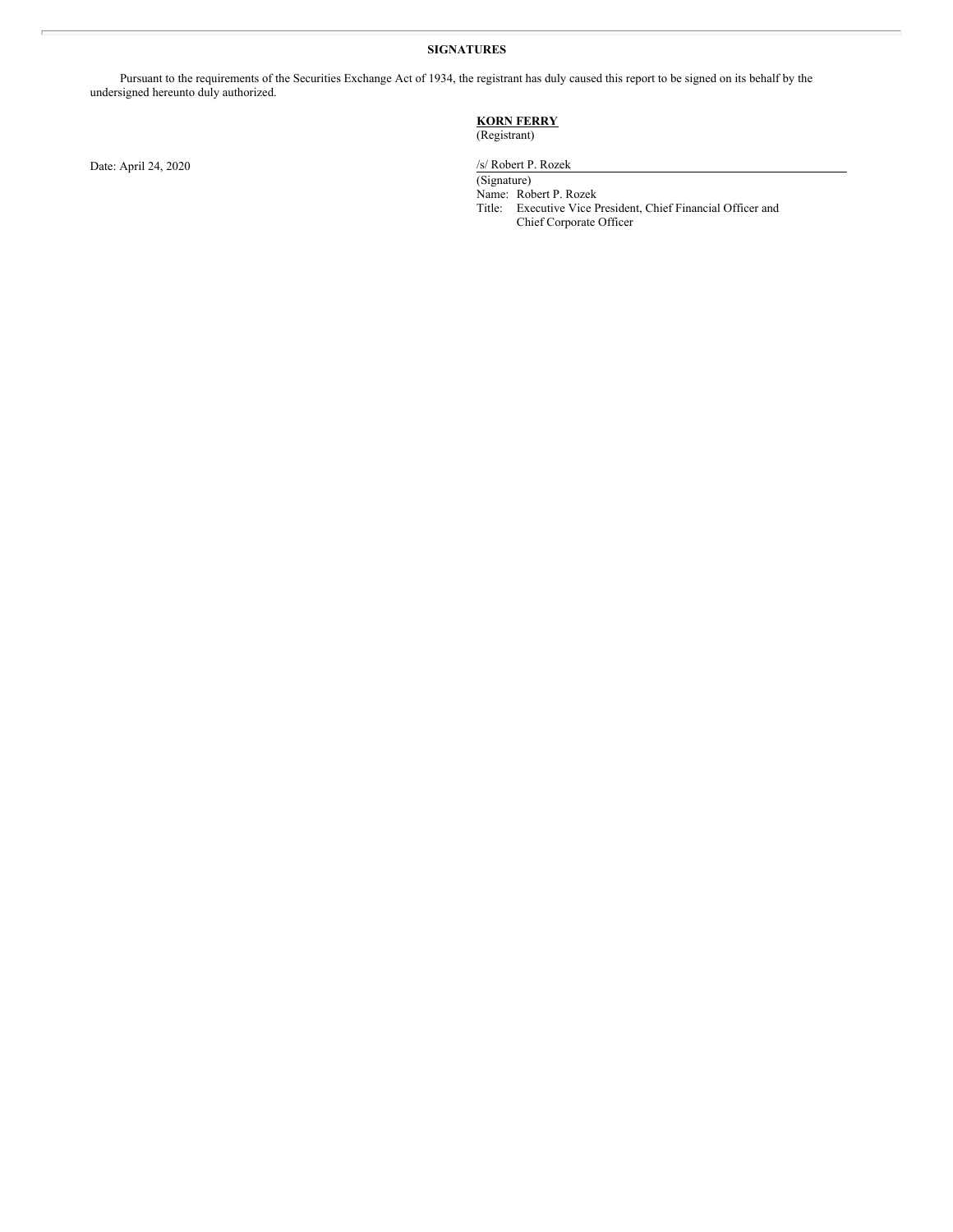## SIGNATURES

Pursuant to the requirements of the Securities Exchange Act of 1934, the registrant has duly caused this report to be signed on its behalf by the undersigned hereunto duly authorized.

**KORN FERRY**
(Registrant)

Date: April 24, 2020

/s/ Robert P. Rozek
(Signature)
Name: Robert P. Rozek
Title: Executive Vice President, Chief Financial Officer and Chief Corporate Officer